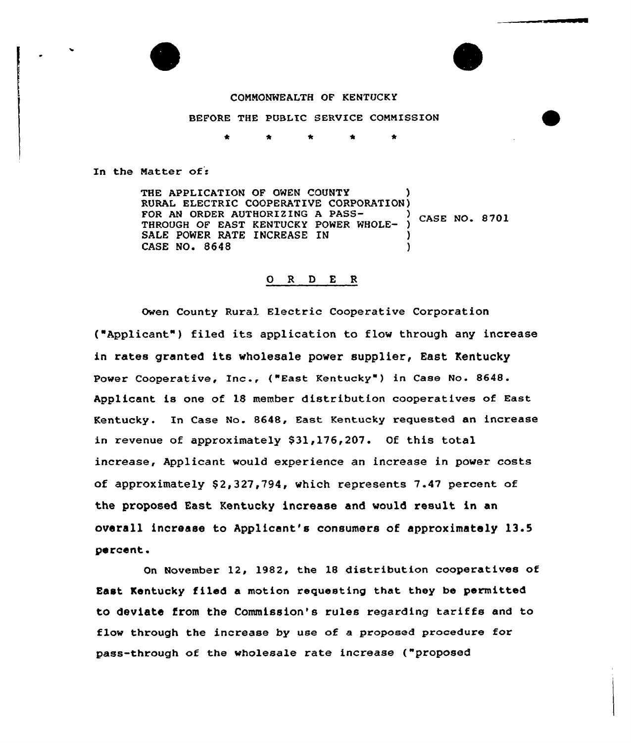COMMONWEALTH OF KENTUCKY

BEFORE THE PUBLIC SERVICE COMMISSION

\* \* \* \* \*

In the Matter of:

THE APPLICATION OF OWEN COUNTY RURAL ELECTRIC COOPERATIVE CORPORATION FOR AN ORDER AUTHORIZING A PASS-THROUGH OF EAST KENTUCKY POWER WHOLESALE POWER RATE INCREASE IN CASE NO. 8648 ) CASE NO. 8701

## O R D E R

Owen County Rural Electric Cooperative Corporation ("Applicant") filed its application to flow through any increase in rates granted its wholesale power supplier, East Kentucky Power Cooperative, Inc., ("East Kentucky") in Case No. 8648. Applicant is one of 18 member distribution cooperatives of East Kentucky. In Case No. 8648, East Kentucky requested an increase in revenue of approximately $31,176,207. Of this total increase, Applicant would experience an increase in power costs of approximately $2,327,794, which represents 7.47 percent of the proposed East Kentucky increase and would result in an overall increase to Applicant's consumers of approximately 13.5 percent.

On November 12, 1982, the 18 distribution cooperatives of East Kentucky filed a motion requesting that they be permitted to deviate from the Commission's rules regarding tariffs and to flow through the increase by use of a proposed procedure for pass-through of the wholesale rate increase ("proposed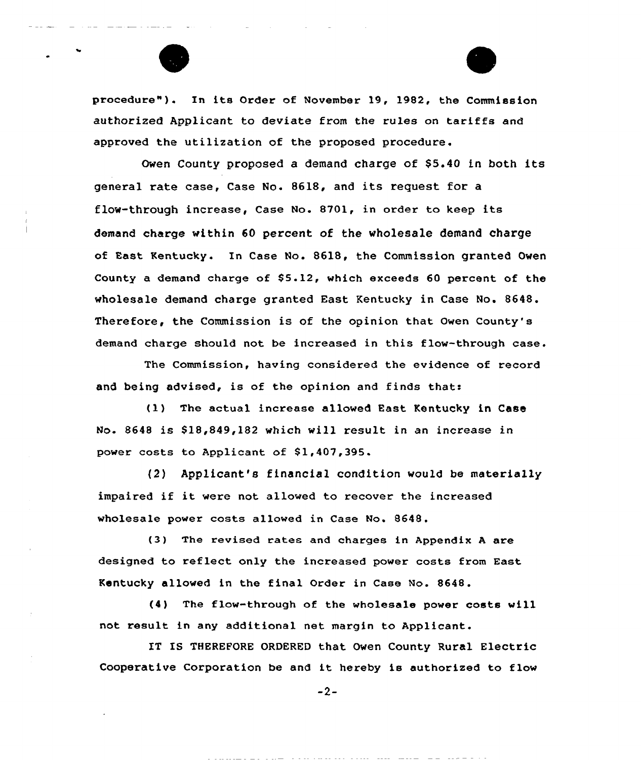procedure"). In its Order of November 19, 1982, the Commission authorized Applicant to deviate from the rules on tariffs and approved the utilization of the proposed procedure.

Owen County proposed a demand charge of $5.40 in both its general rate case, Case No. 8618, and its request for a flow-through increase, Case No. 8701, in order to keep its demand charge within 60 percent of the wholesale demand charge of East Kentucky. In Case No. 8618, the Commission granted Owen County a demand charge of $5.12, which exceeds 60 percent of the wholesale demand charge granted East Kentucky in Case No. 8648. Therefore, the Commission is of the opinion that Owen County's demand charge should not be increased in this flow-through case.

The Commission, having considered the evidence of record and being advised, is of the opinion and finds that:

(1) The actual increase allowed East Kentucky in Case No. 8648 is $18,849,182 which will result in an increase in power costs to Applicant of $1,407,395.

(2) Applicant's financial condition would be materially impaired if it were not allowed to recover the increased wholesale power costs allowed in Case No. 8648.

(3) The revised rates and charges in Appendix A are designed to reflect only the increased power costs from East Kentucky allowed in the final Order in Case No. 8648.

(4) The flow-through of the wholesale power costs will not result in any additional net margin to Applicant.

IT IS THEREFORE ORDERED that Owen County Rural Electric Cooperative Corporation be and it hereby is authorized to flow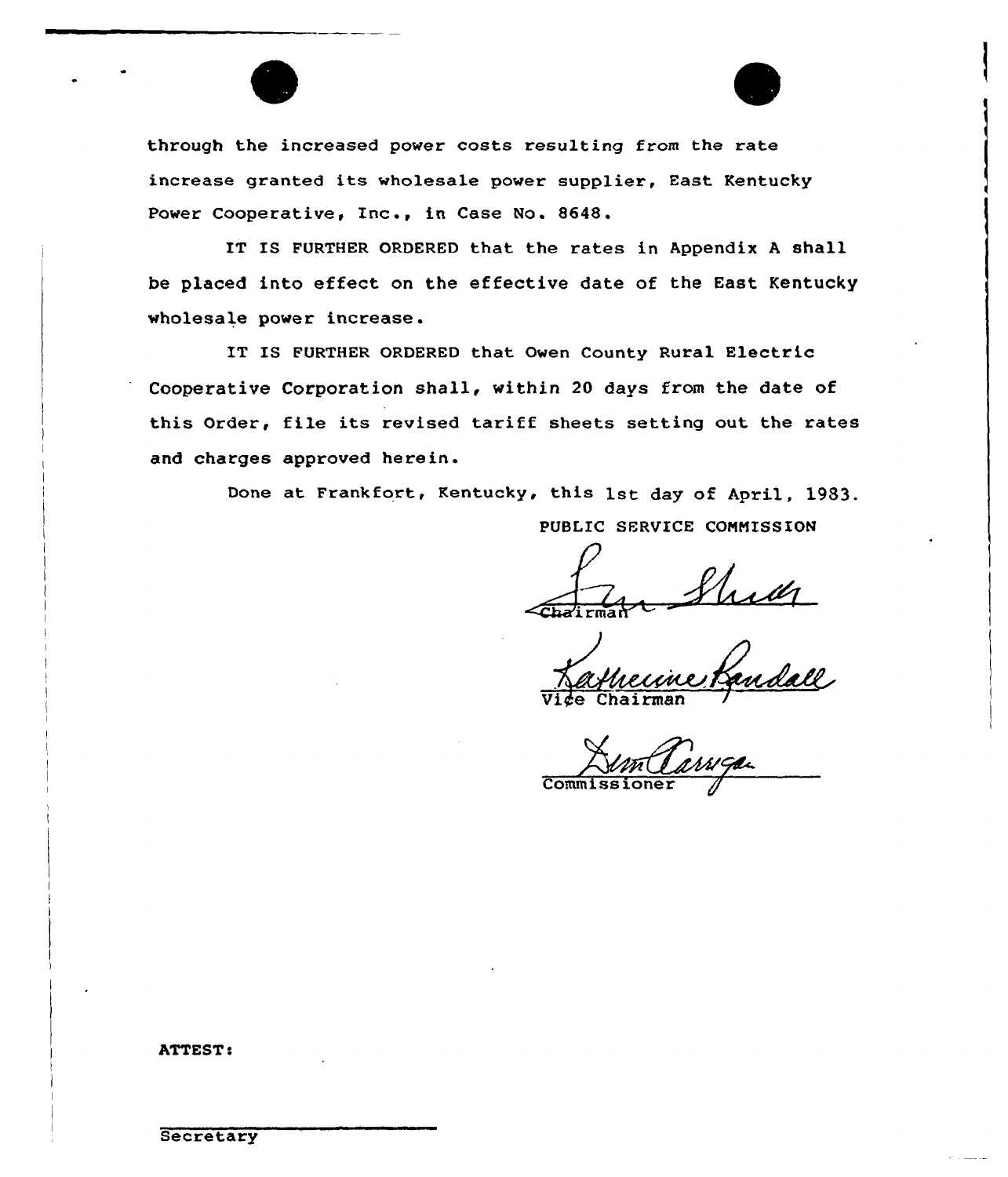through the increased power costs resulting from the rate increase granted its wholesale power supplier, East Kentucky Power Cooperative, Inc., in Case No. 8648.

IT IS FURTHER ORDERED that the rates in Appendix A shall be placed into effect on the effective date of the East Kentucky wholesale power increase.

IT IS FURTHER ORDERED that Owen County Rural Electric Cooperative Corporation shall, within 20 days from the date of this Order, file its revised tariff sheets setting out the rates and charges approved herein.

Done at Frankfort, Kentucky, this 1st day of April, 1983.

PUBLIC SERVICE COMMISSION

Chairman

Vice Chairman

Commissioner

ATTEST:

Secretary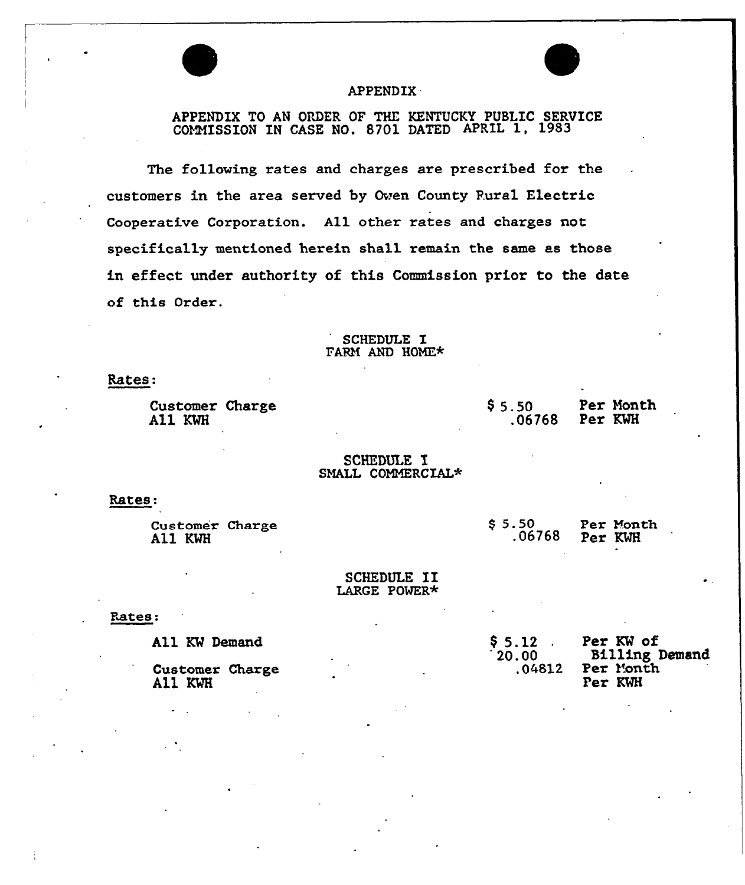# APPENDIX

## APPENDIX TO AN ORDER OF THE KENTUCKY PUBLIC SERVICE COMMISSION IN CASE NO. 8701 DATED APRIL 1, 1983

The following rates and charges are prescribed for the customers in the area served by Owen County Rural Electric Cooperative Corporation. All other rates and charges not specifically mentioned herein shall remain the same as those in effect under authority of this Commission prior to the date of this Order.

### SCHEDULE I
### FARM AND HOME*

Rates:

| | | |
|---|---|---|
| Customer Charge | $ 5.50 | Per Month |
| All KWH | .06768 | Per KWH |

### SCHEDULE I
### SMALL COMMERCIAL*

Rates:

| | | |
|---|---|---|
| Customer Charge | $ 5.50 | Per Month |
| All KWH | .06768 | Per KWH |

### SCHEDULE II
### LARGE POWER*

Rates:

| | | |
|---|---|---|
| All KW Demand | $ 5.12 | Per KW of Billing Demand |
| Customer Charge | 20.00 | Per Month |
| All KWH | .04812 | Per KWH |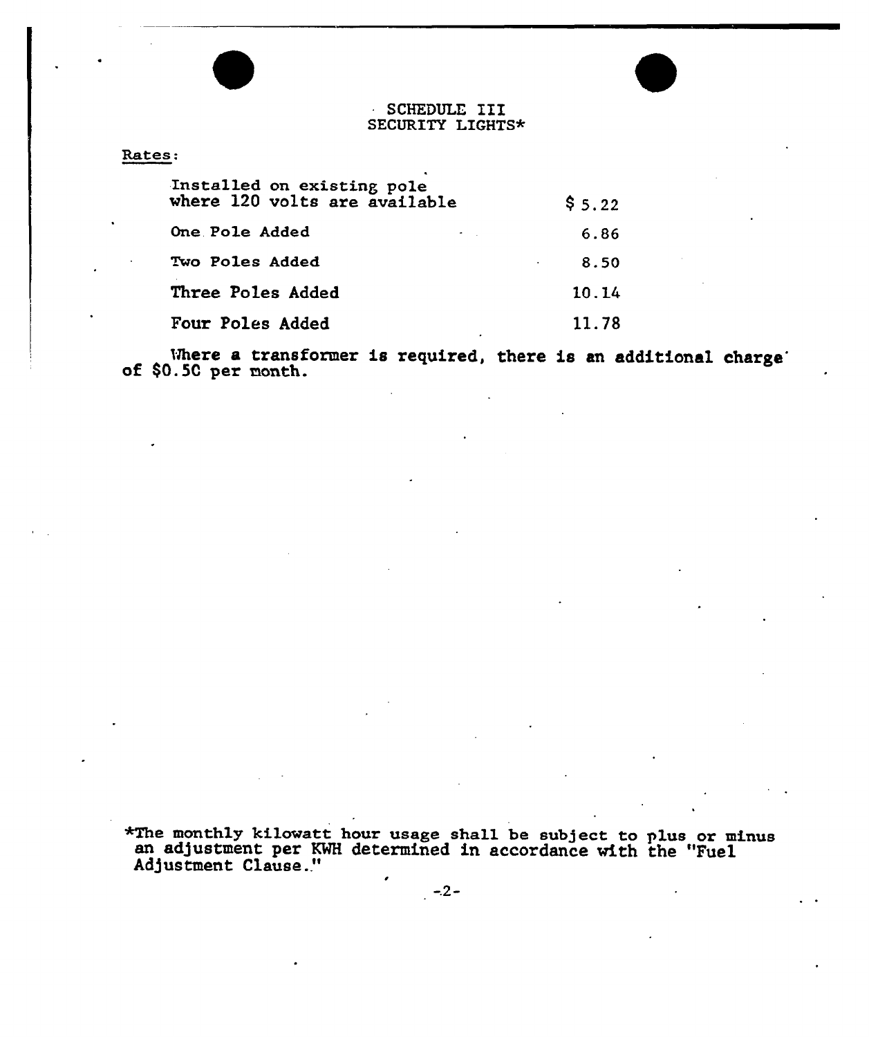# SCHEDULE III
## SECURITY LIGHTS*

Rates:

| | |
|---|---|
| Installed on existing pole where 120 volts are available | $ 5.22 |
| One Pole Added | 6.86 |
| Two Poles Added | 8.50 |
| Three Poles Added | 10.14 |
| Four Poles Added | 11.78 |

Where a transformer is required, there is an additional charge of $0.50 per month.

*The monthly kilowatt hour usage shall be subject to plus or minus an adjustment per KWH determined in accordance with the "Fuel Adjustment Clause."